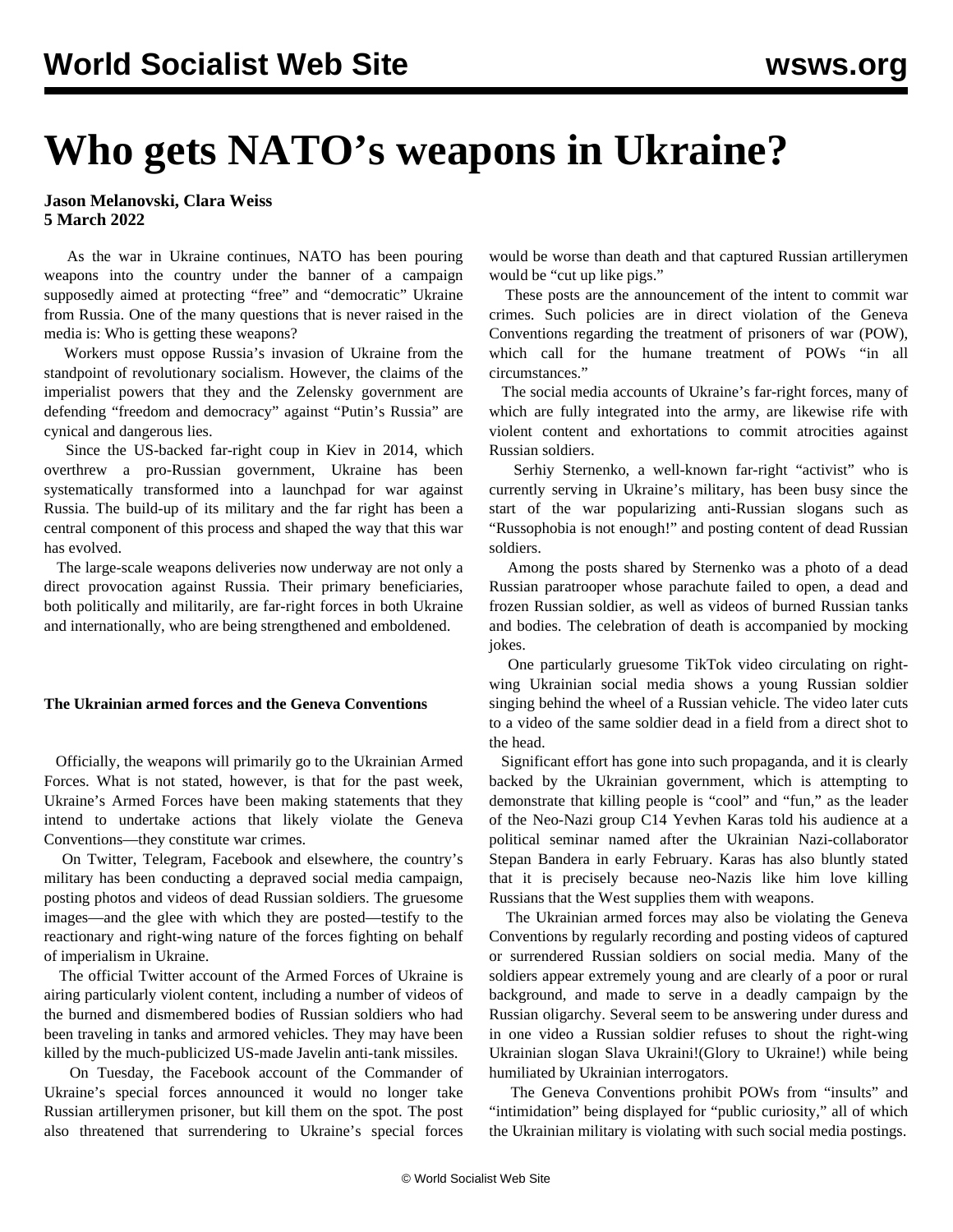# Who gets NATO's weapons in Ukraine?

**Jason Melanovski, Clara Weiss**
**5 March 2022**

As the war in Ukraine continues, NATO has been pouring weapons into the country under the banner of a campaign supposedly aimed at protecting "free" and "democratic" Ukraine from Russia. One of the many questions that is never raised in the media is: Who is getting these weapons?

Workers must oppose Russia's invasion of Ukraine from the standpoint of revolutionary socialism. However, the claims of the imperialist powers that they and the Zelensky government are defending "freedom and democracy" against "Putin's Russia" are cynical and dangerous lies.

Since the US-backed far-right coup in Kiev in 2014, which overthrew a pro-Russian government, Ukraine has been systematically transformed into a launchpad for war against Russia. The build-up of its military and the far right has been a central component of this process and shaped the way that this war has evolved.

The large-scale weapons deliveries now underway are not only a direct provocation against Russia. Their primary beneficiaries, both politically and militarily, are far-right forces in both Ukraine and internationally, who are being strengthened and emboldened.

**The Ukrainian armed forces and the Geneva Conventions**

Officially, the weapons will primarily go to the Ukrainian Armed Forces. What is not stated, however, is that for the past week, Ukraine's Armed Forces have been making statements that they intend to undertake actions that likely violate the Geneva Conventions—they constitute war crimes.

On Twitter, Telegram, Facebook and elsewhere, the country's military has been conducting a depraved social media campaign, posting photos and videos of dead Russian soldiers. The gruesome images—and the glee with which they are posted—testify to the reactionary and right-wing nature of the forces fighting on behalf of imperialism in Ukraine.

The official Twitter account of the Armed Forces of Ukraine is airing particularly violent content, including a number of videos of the burned and dismembered bodies of Russian soldiers who had been traveling in tanks and armored vehicles. They may have been killed by the much-publicized US-made Javelin anti-tank missiles.

On Tuesday, the Facebook account of the Commander of Ukraine's special forces announced it would no longer take Russian artillerymen prisoner, but kill them on the spot. The post also threatened that surrendering to Ukraine's special forces would be worse than death and that captured Russian artillerymen would be "cut up like pigs."

These posts are the announcement of the intent to commit war crimes. Such policies are in direct violation of the Geneva Conventions regarding the treatment of prisoners of war (POW), which call for the humane treatment of POWs "in all circumstances."

The social media accounts of Ukraine's far-right forces, many of which are fully integrated into the army, are likewise rife with violent content and exhortations to commit atrocities against Russian soldiers.

Serhiy Sternenko, a well-known far-right "activist" who is currently serving in Ukraine's military, has been busy since the start of the war popularizing anti-Russian slogans such as "Russophobia is not enough!" and posting content of dead Russian soldiers.

Among the posts shared by Sternenko was a photo of a dead Russian paratrooper whose parachute failed to open, a dead and frozen Russian soldier, as well as videos of burned Russian tanks and bodies. The celebration of death is accompanied by mocking jokes.

One particularly gruesome TikTok video circulating on right-wing Ukrainian social media shows a young Russian soldier singing behind the wheel of a Russian vehicle. The video later cuts to a video of the same soldier dead in a field from a direct shot to the head.

Significant effort has gone into such propaganda, and it is clearly backed by the Ukrainian government, which is attempting to demonstrate that killing people is "cool" and "fun," as the leader of the Neo-Nazi group C14 Yevhen Karas told his audience at a political seminar named after the Ukrainian Nazi-collaborator Stepan Bandera in early February. Karas has also bluntly stated that it is precisely because neo-Nazis like him love killing Russians that the West supplies them with weapons.

The Ukrainian armed forces may also be violating the Geneva Conventions by regularly recording and posting videos of captured or surrendered Russian soldiers on social media. Many of the soldiers appear extremely young and are clearly of a poor or rural background, and made to serve in a deadly campaign by the Russian oligarchy. Several seem to be answering under duress and in one video a Russian soldier refuses to shout the right-wing Ukrainian slogan Slava Ukraini!(Glory to Ukraine!) while being humiliated by Ukrainian interrogators.

The Geneva Conventions prohibit POWs from "insults" and "intimidation" being displayed for "public curiosity," all of which the Ukrainian military is violating with such social media postings.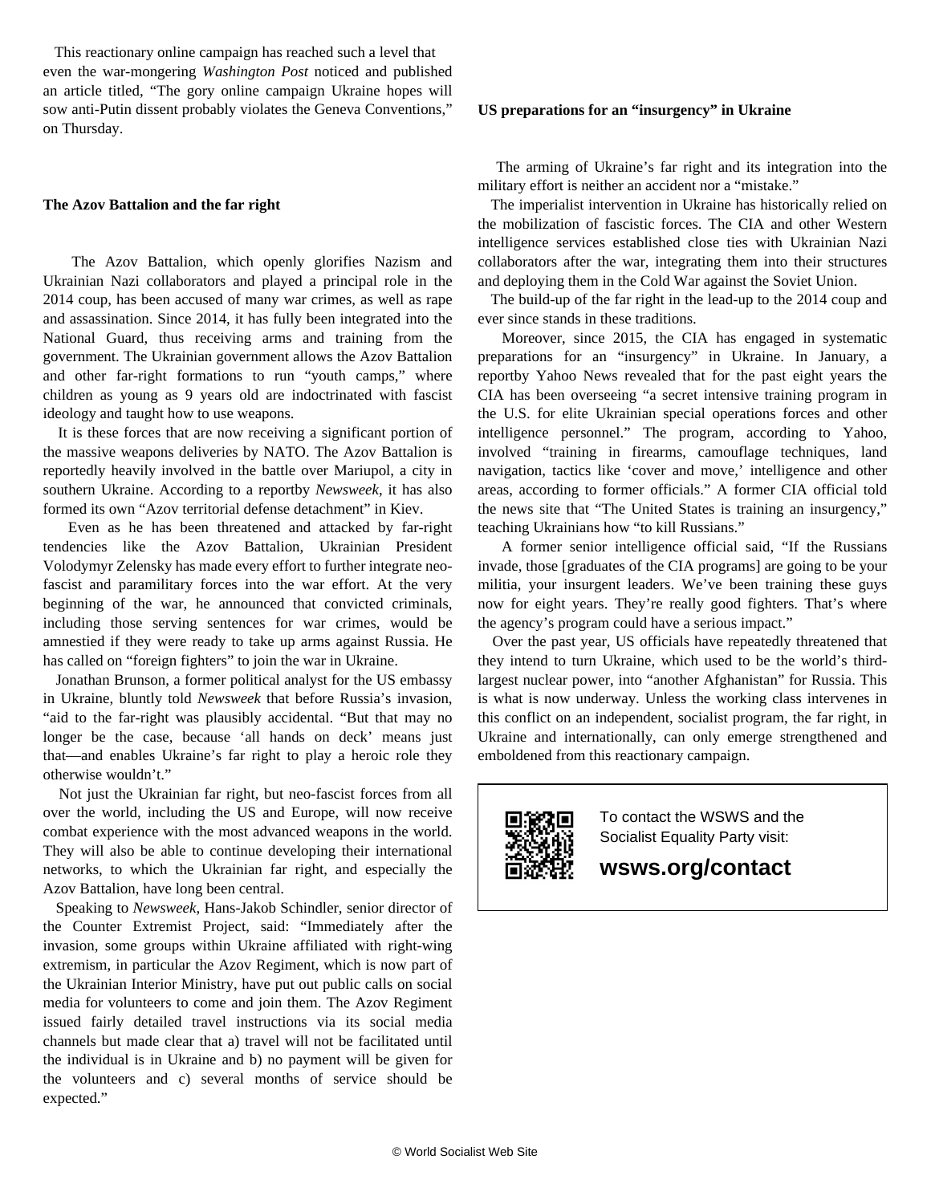This reactionary online campaign has reached such a level that even the war-mongering *Washington Post* noticed and published an article titled, "The gory online campaign Ukraine hopes will sow anti-Putin dissent probably violates the Geneva Conventions," on Thursday.

**The Azov Battalion and the far right**

The Azov Battalion, which openly glorifies Nazism and Ukrainian Nazi collaborators and played a principal role in the 2014 coup, has been accused of many war crimes, as well as rape and assassination. Since 2014, it has fully been integrated into the National Guard, thus receiving arms and training from the government. The Ukrainian government allows the Azov Battalion and other far-right formations to run "youth camps," where children as young as 9 years old are indoctrinated with fascist ideology and taught how to use weapons.

It is these forces that are now receiving a significant portion of the massive weapons deliveries by NATO. The Azov Battalion is reportedly heavily involved in the battle over Mariupol, a city in southern Ukraine. According to a reportby *Newsweek*, it has also formed its own "Azov territorial defense detachment" in Kiev.

Even as he has been threatened and attacked by far-right tendencies like the Azov Battalion, Ukrainian President Volodymyr Zelensky has made every effort to further integrate neo-fascist and paramilitary forces into the war effort. At the very beginning of the war, he announced that convicted criminals, including those serving sentences for war crimes, would be amnestied if they were ready to take up arms against Russia. He has called on "foreign fighters" to join the war in Ukraine.

Jonathan Brunson, a former political analyst for the US embassy in Ukraine, bluntly told *Newsweek* that before Russia's invasion, "aid to the far-right was plausibly accidental. "But that may no longer be the case, because 'all hands on deck' means just that—and enables Ukraine's far right to play a heroic role they otherwise wouldn't."

Not just the Ukrainian far right, but neo-fascist forces from all over the world, including the US and Europe, will now receive combat experience with the most advanced weapons in the world. They will also be able to continue developing their international networks, to which the Ukrainian far right, and especially the Azov Battalion, have long been central.

Speaking to *Newsweek*, Hans-Jakob Schindler, senior director of the Counter Extremist Project, said: "Immediately after the invasion, some groups within Ukraine affiliated with right-wing extremism, in particular the Azov Regiment, which is now part of the Ukrainian Interior Ministry, have put out public calls on social media for volunteers to come and join them. The Azov Regiment issued fairly detailed travel instructions via its social media channels but made clear that a) travel will not be facilitated until the individual is in Ukraine and b) no payment will be given for the volunteers and c) several months of service should be expected."

**US preparations for an "insurgency" in Ukraine**

The arming of Ukraine's far right and its integration into the military effort is neither an accident nor a "mistake."

The imperialist intervention in Ukraine has historically relied on the mobilization of fascistic forces. The CIA and other Western intelligence services established close ties with Ukrainian Nazi collaborators after the war, integrating them into their structures and deploying them in the Cold War against the Soviet Union.

The build-up of the far right in the lead-up to the 2014 coup and ever since stands in these traditions.

Moreover, since 2015, the CIA has engaged in systematic preparations for an "insurgency" in Ukraine. In January, a reportby Yahoo News revealed that for the past eight years the CIA has been overseeing "a secret intensive training program in the U.S. for elite Ukrainian special operations forces and other intelligence personnel." The program, according to Yahoo, involved "training in firearms, camouflage techniques, land navigation, tactics like 'cover and move,' intelligence and other areas, according to former officials." A former CIA official told the news site that "The United States is training an insurgency," teaching Ukrainians how "to kill Russians."

A former senior intelligence official said, "If the Russians invade, those [graduates of the CIA programs] are going to be your militia, your insurgent leaders. We've been training these guys now for eight years. They're really good fighters. That's where the agency's program could have a serious impact."

Over the past year, US officials have repeatedly threatened that they intend to turn Ukraine, which used to be the world's third-largest nuclear power, into "another Afghanistan" for Russia. This is what is now underway. Unless the working class intervenes in this conflict on an independent, socialist program, the far right, in Ukraine and internationally, can only emerge strengthened and emboldened from this reactionary campaign.

To contact the WSWS and the Socialist Equality Party visit:

**wsws.org/contact**